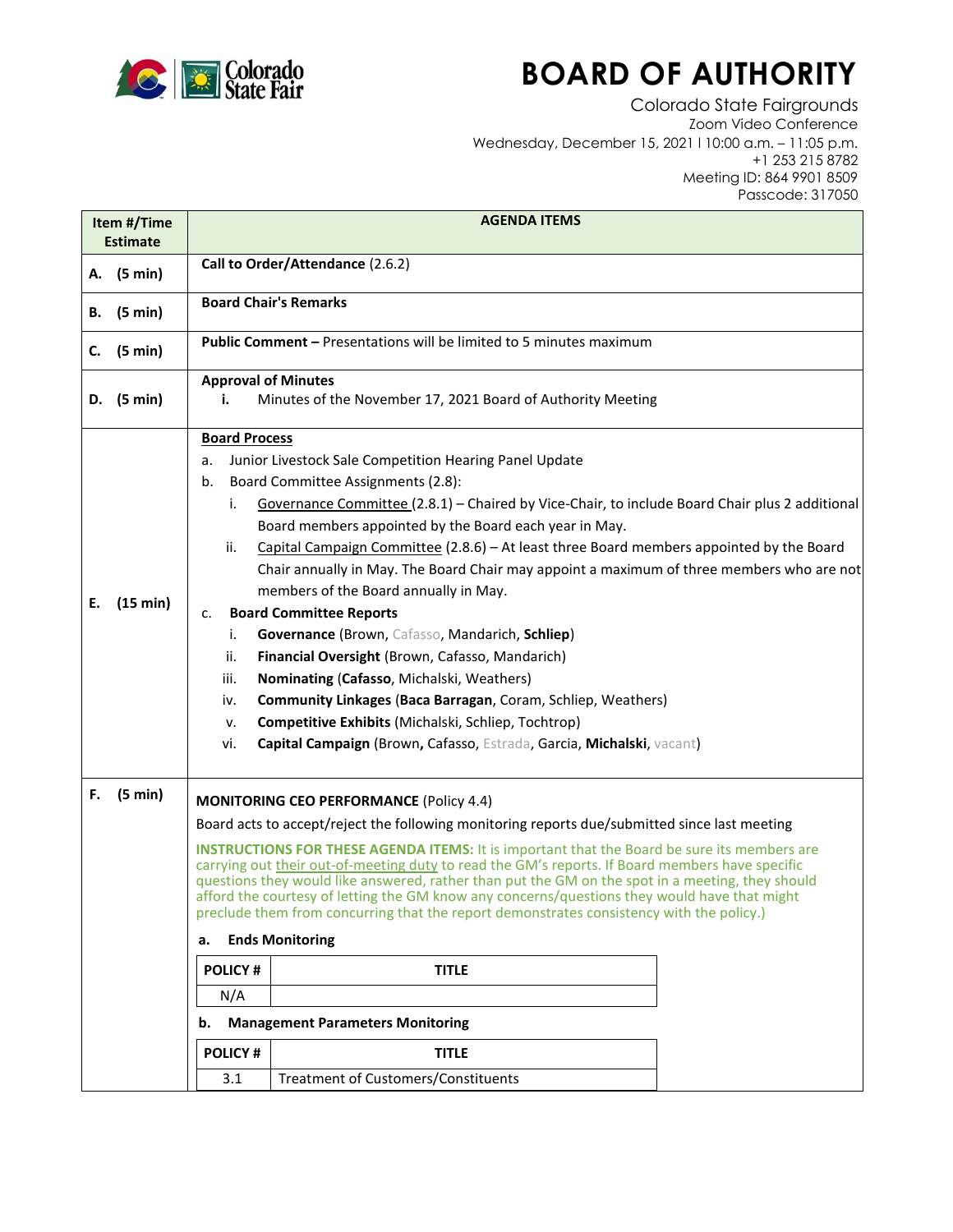# BOARD OF AUTHORITY

Colorado State Fairgrounds
Zoom Video Conference
Wednesday, December 15, 2021 I 10:00 a.m. – 11:05 p.m.
+1 253 215 8782
Meeting ID: 864 9901 8509
Passcode: 317050

| Item #/Time Estimate | AGENDA ITEMS |
|---|---|
| A. (5 min) | **Call to Order/Attendance** (2.6.2) |
| B. (5 min) | **Board Chair's Remarks** |
| C. (5 min) | **Public Comment –** Presentations will be limited to 5 minutes maximum |
| D. (5 min) | **Approval of Minutes**<br>i. Minutes of the November 17, 2021 Board of Authority Meeting |
| E. (15 min) | **Board Process**<br>a. Junior Livestock Sale Competition Hearing Panel Update<br>b. Board Committee Assignments (2.8):<br>i. Governance Committee (2.8.1) – Chaired by Vice-Chair, to include Board Chair plus 2 additional Board members appointed by the Board each year in May.<br>ii. Capital Campaign Committee (2.8.6) – At least three Board members appointed by the Board Chair annually in May. The Board Chair may appoint a maximum of three members who are not members of the Board annually in May.<br>c. **Board Committee Reports**<br>i. **Governance** (Brown, Cafasso, Mandarich, **Schliep**)<br>ii. **Financial Oversight** (Brown, Cafasso, Mandarich)<br>iii. **Nominating** (**Cafasso**, Michalski, Weathers)<br>iv. **Community Linkages** (**Baca Barragan**, Coram, Schliep, Weathers)<br>v. **Competitive Exhibits** (Michalski, Schliep, Tochtrop)<br>vi. **Capital Campaign** (Brown**,** Cafasso, Estrada, Garcia, **Michalski**, vacant) |
| F. (5 min) | **MONITORING CEO PERFORMANCE** (Policy 4.4)<br>Board acts to accept/reject the following monitoring reports due/submitted since last meeting<br>**INSTRUCTIONS FOR THESE AGENDA ITEMS:** It is important that the Board be sure its members are carrying out their out-of-meeting duty to read the GM's reports. If Board members have specific questions they would like answered, rather than put the GM on the spot in a meeting, they should afford the courtesy of letting the GM know any concerns/questions they would have that might preclude them from concurring that the report demonstrates consistency with the policy.)<br>**a. Ends Monitoring**<br>POLICY # / TITLE: N/A<br>**b. Management Parameters Monitoring**<br>POLICY # / TITLE: 3.1 – Treatment of Customers/Constituents |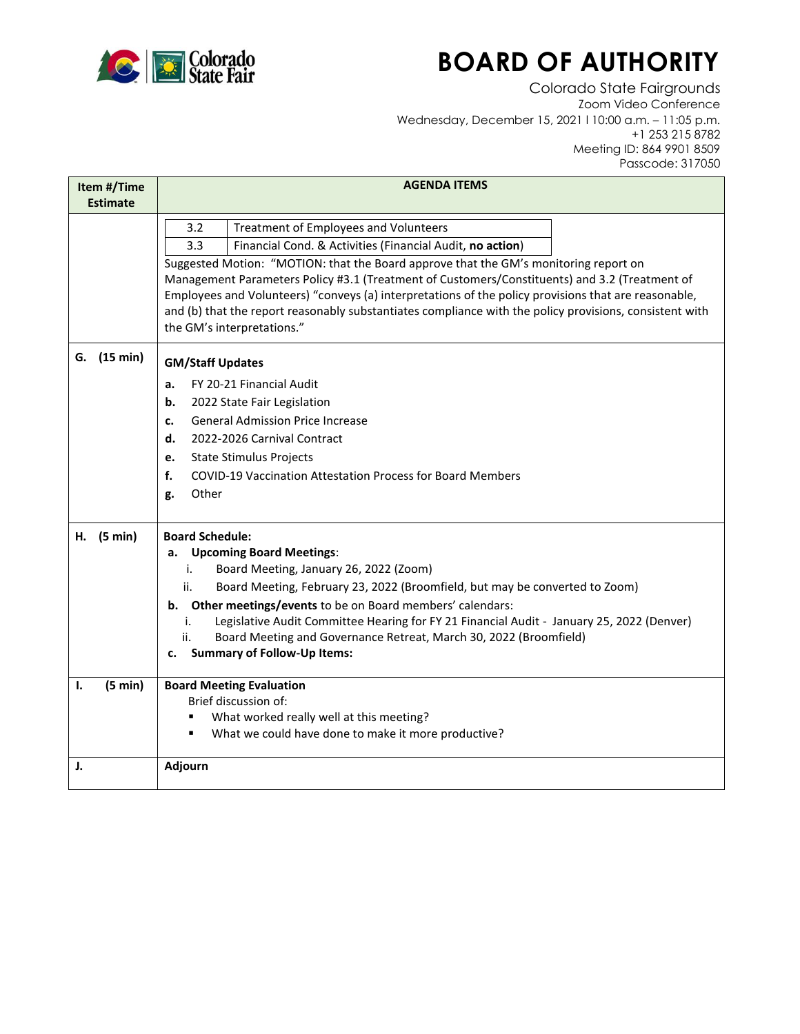# BOARD OF AUTHORITY

Colorado State Fairgrounds
Zoom Video Conference
Wednesday, December 15, 2021 l 10:00 a.m. – 11:05 p.m.
+1 253 215 8782
Meeting ID: 864 9901 8509
Passcode: 317050

| Item #/Time Estimate | AGENDA ITEMS |
|---|---|
| | 3.2 Treatment of Employees and Volunteers<br>3.3 Financial Cond. & Activities (Financial Audit, **no action**)<br>Suggested Motion: "MOTION: that the Board approve that the GM's monitoring report on Management Parameters Policy #3.1 (Treatment of Customers/Constituents) and 3.2 (Treatment of Employees and Volunteers) "conveys (a) interpretations of the policy provisions that are reasonable, and (b) that the report reasonably substantiates compliance with the policy provisions, consistent with the GM's interpretations." |
| **G. (15 min)** | **GM/Staff Updates**<br>**a.** FY 20-21 Financial Audit<br>**b.** 2022 State Fair Legislation<br>**c.** General Admission Price Increase<br>**d.** 2022-2026 Carnival Contract<br>**e.** State Stimulus Projects<br>**f.** COVID-19 Vaccination Attestation Process for Board Members<br>**g.** Other |
| **H. (5 min)** | **Board Schedule:**<br>**a. Upcoming Board Meetings**:<br>i. Board Meeting, January 26, 2022 (Zoom)<br>ii. Board Meeting, February 23, 2022 (Broomfield, but may be converted to Zoom)<br>**b. Other meetings/events** to be on Board members' calendars:<br>i. Legislative Audit Committee Hearing for FY 21 Financial Audit - January 25, 2022 (Denver)<br>ii. Board Meeting and Governance Retreat, March 30, 2022 (Broomfield)<br>**c. Summary of Follow-Up Items:** |
| **I. (5 min)** | **Board Meeting Evaluation**<br>Brief discussion of:<br>▪ What worked really well at this meeting?<br>▪ What we could have done to make it more productive? |
| **J.** | **Adjourn** |